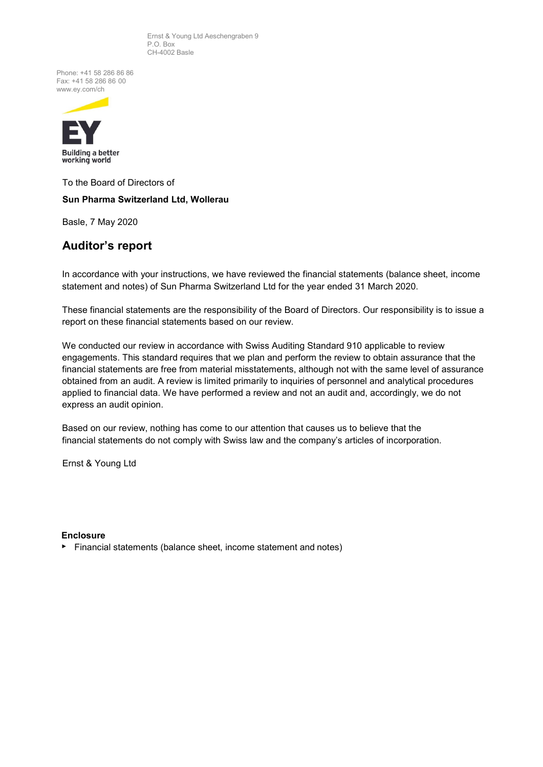Ernst & Young Ltd Aeschengraben 9
P.O. Box
CH-4002 Basle

Phone: +41 58 286 86 86
Fax: +41 58 286 86 00
www.ey.com/ch

EY
Building a better working world

To the Board of Directors of

**Sun Pharma Switzerland Ltd, Wollerau**

Basle, 7 May 2020

## Auditor's report

In accordance with your instructions, we have reviewed the financial statements (balance sheet, income statement and notes) of Sun Pharma Switzerland Ltd for the year ended 31 March 2020.

These financial statements are the responsibility of the Board of Directors. Our responsibility is to issue a report on these financial statements based on our review.

We conducted our review in accordance with Swiss Auditing Standard 910 applicable to review engagements. This standard requires that we plan and perform the review to obtain assurance that the financial statements are free from material misstatements, although not with the same level of assurance obtained from an audit. A review is limited primarily to inquiries of personnel and analytical procedures applied to financial data. We have performed a review and not an audit and, accordingly, we do not express an audit opinion.

Based on our review, nothing has come to our attention that causes us to believe that the financial statements do not comply with Swiss law and the company's articles of incorporation.

Ernst & Young Ltd

**Enclosure**

- Financial statements (balance sheet, income statement and notes)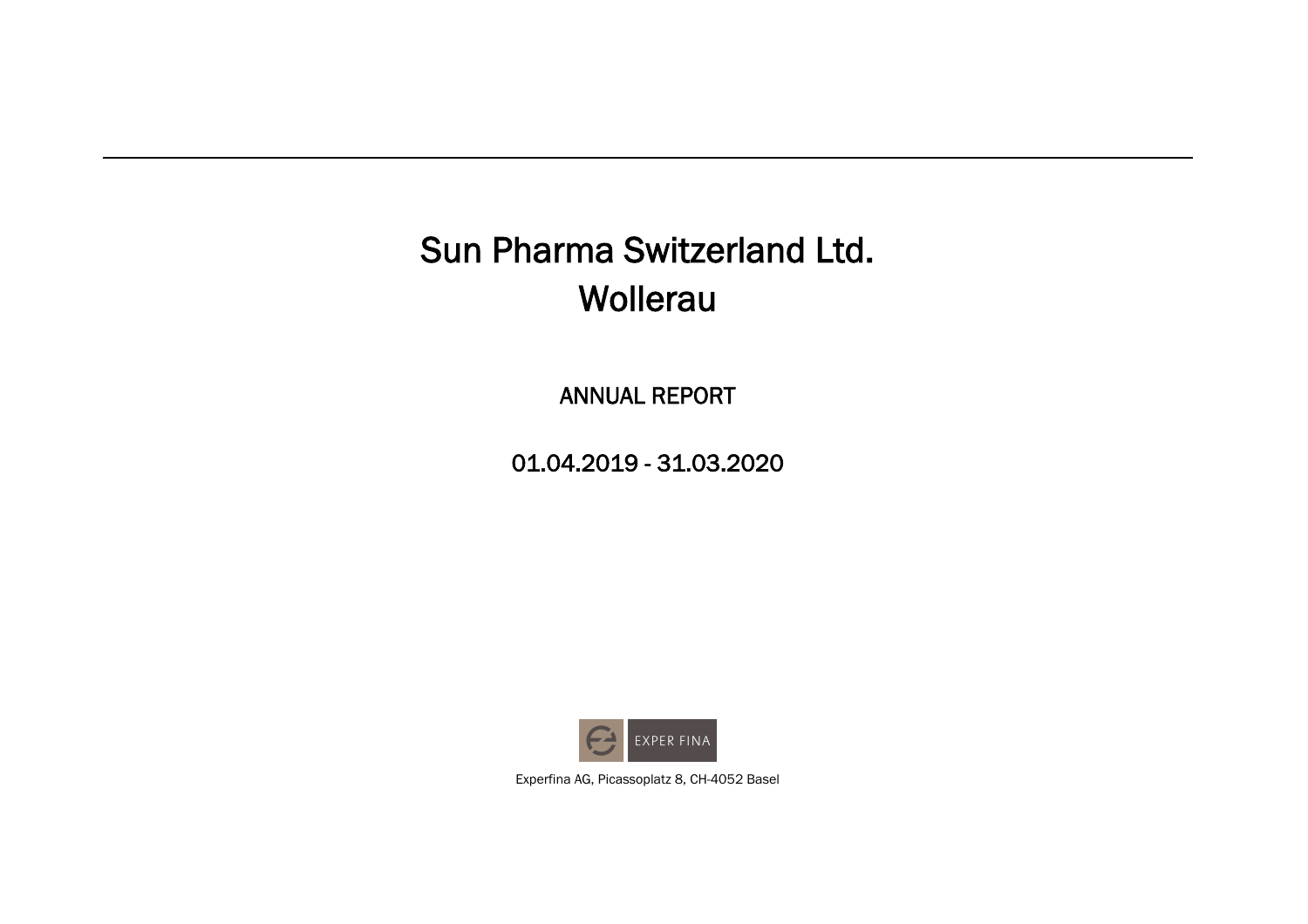# Sun Pharma Switzerland Ltd.
# Wollerau

## ANNUAL REPORT

## 01.04.2019 - 31.03.2020

EXPER FINA

Experfina AG, Picassoplatz 8, CH-4052 Basel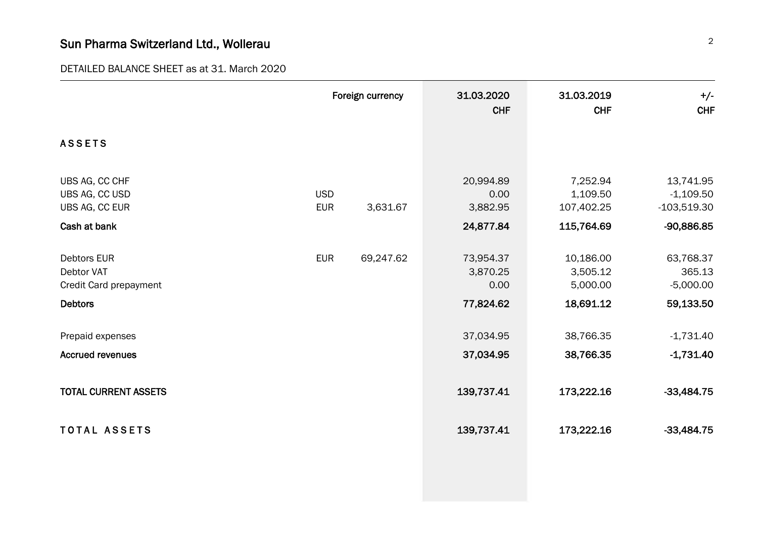# Sun Pharma Switzerland Ltd., Wollerau

DETAILED BALANCE SHEET as at 31. March 2020

| | Foreign currency | | 31.03.2020 CHF | 31.03.2019 CHF | +/- CHF |
|---|---|---|---|---|---|
| **ASSETS** | | | | | |
| UBS AG, CC CHF | | | 20,994.89 | 7,252.94 | 13,741.95 |
| UBS AG, CC USD | USD | | 0.00 | 1,109.50 | -1,109.50 |
| UBS AG, CC EUR | EUR | 3,631.67 | 3,882.95 | 107,402.25 | -103,519.30 |
| **Cash at bank** | | | **24,877.84** | **115,764.69** | **-90,886.85** |
| Debtors EUR | EUR | 69,247.62 | 73,954.37 | 10,186.00 | 63,768.37 |
| Debtor VAT | | | 3,870.25 | 3,505.12 | 365.13 |
| Credit Card prepayment | | | 0.00 | 5,000.00 | -5,000.00 |
| **Debtors** | | | **77,824.62** | **18,691.12** | **59,133.50** |
| Prepaid expenses | | | 37,034.95 | 38,766.35 | -1,731.40 |
| **Accrued revenues** | | | **37,034.95** | **38,766.35** | **-1,731.40** |
| **TOTAL CURRENT ASSETS** | | | **139,737.41** | **173,222.16** | **-33,484.75** |
| **TOTAL ASSETS** | | | **139,737.41** | **173,222.16** | **-33,484.75** |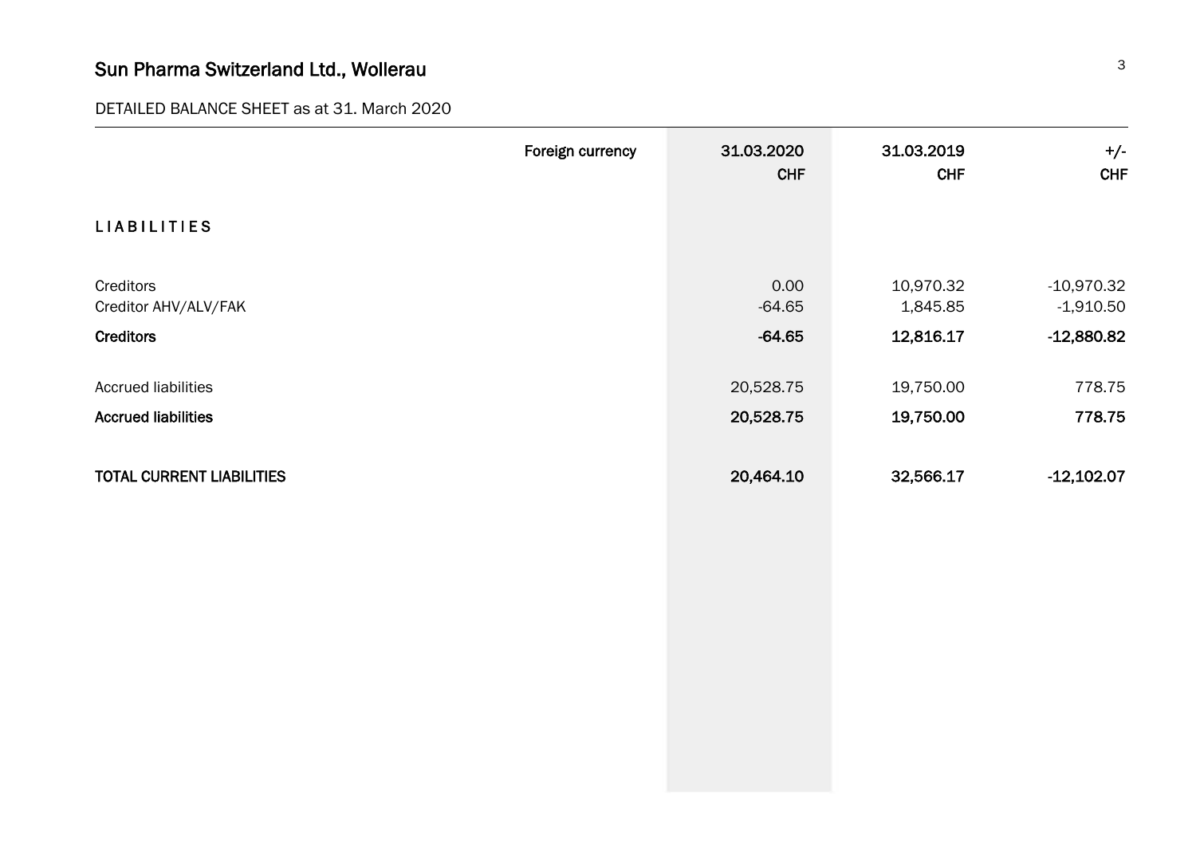Sun Pharma Switzerland Ltd., Wollerau

DETAILED BALANCE SHEET as at 31. March 2020

| | Foreign currency | 31.03.2020 CHF | 31.03.2019 CHF | +/- CHF |
|---|---|---|---|---|
| **LIABILITIES** | | | | |
| Creditors | | 0.00 | 10,970.32 | -10,970.32 |
| Creditor AHV/ALV/FAK | | -64.65 | 1,845.85 | -1,910.50 |
| **Creditors** | | **-64.65** | **12,816.17** | **-12,880.82** |
| Accrued liabilities | | 20,528.75 | 19,750.00 | 778.75 |
| **Accrued liabilities** | | **20,528.75** | **19,750.00** | **778.75** |
| **TOTAL CURRENT LIABILITIES** | | **20,464.10** | **32,566.17** | **-12,102.07** |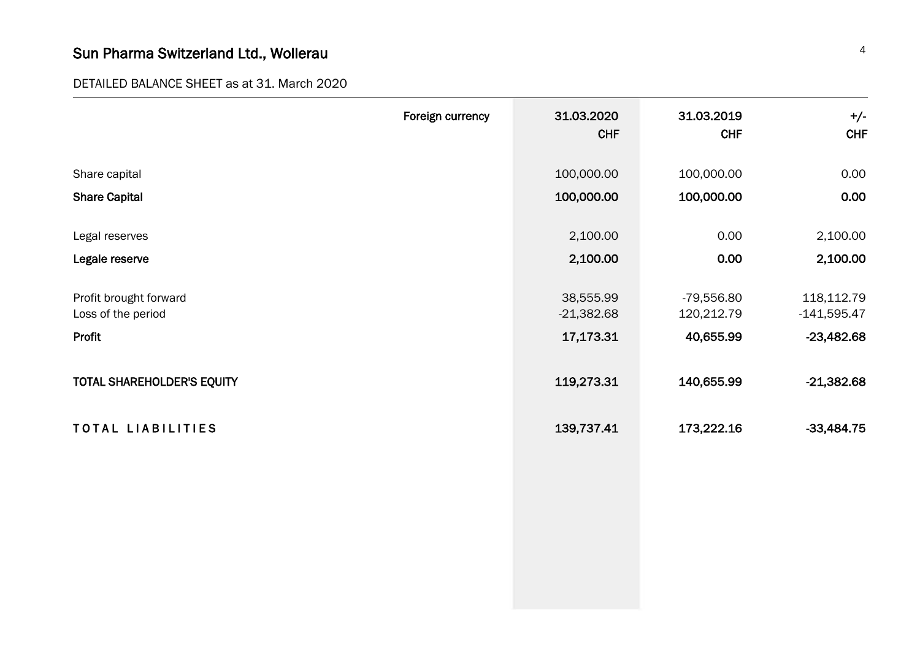## Sun Pharma Switzerland Ltd., Wollerau

DETAILED BALANCE SHEET as at 31. March 2020

| | Foreign currency | 31.03.2020 CHF | 31.03.2019 CHF | +/- CHF |
|---|---|---|---|---|
| Share capital | | 100,000.00 | 100,000.00 | 0.00 |
| **Share Capital** | | **100,000.00** | **100,000.00** | **0.00** |
| Legal reserves | | 2,100.00 | 0.00 | 2,100.00 |
| **Legale reserve** | | **2,100.00** | **0.00** | **2,100.00** |
| Profit brought forward | | 38,555.99 | -79,556.80 | 118,112.79 |
| Loss of the period | | -21,382.68 | 120,212.79 | -141,595.47 |
| **Profit** | | **17,173.31** | **40,655.99** | **-23,482.68** |
| **TOTAL SHAREHOLDER'S EQUITY** | | **119,273.31** | **140,655.99** | **-21,382.68** |
| **TOTAL LIABILITIES** | | **139,737.41** | **173,222.16** | **-33,484.75** |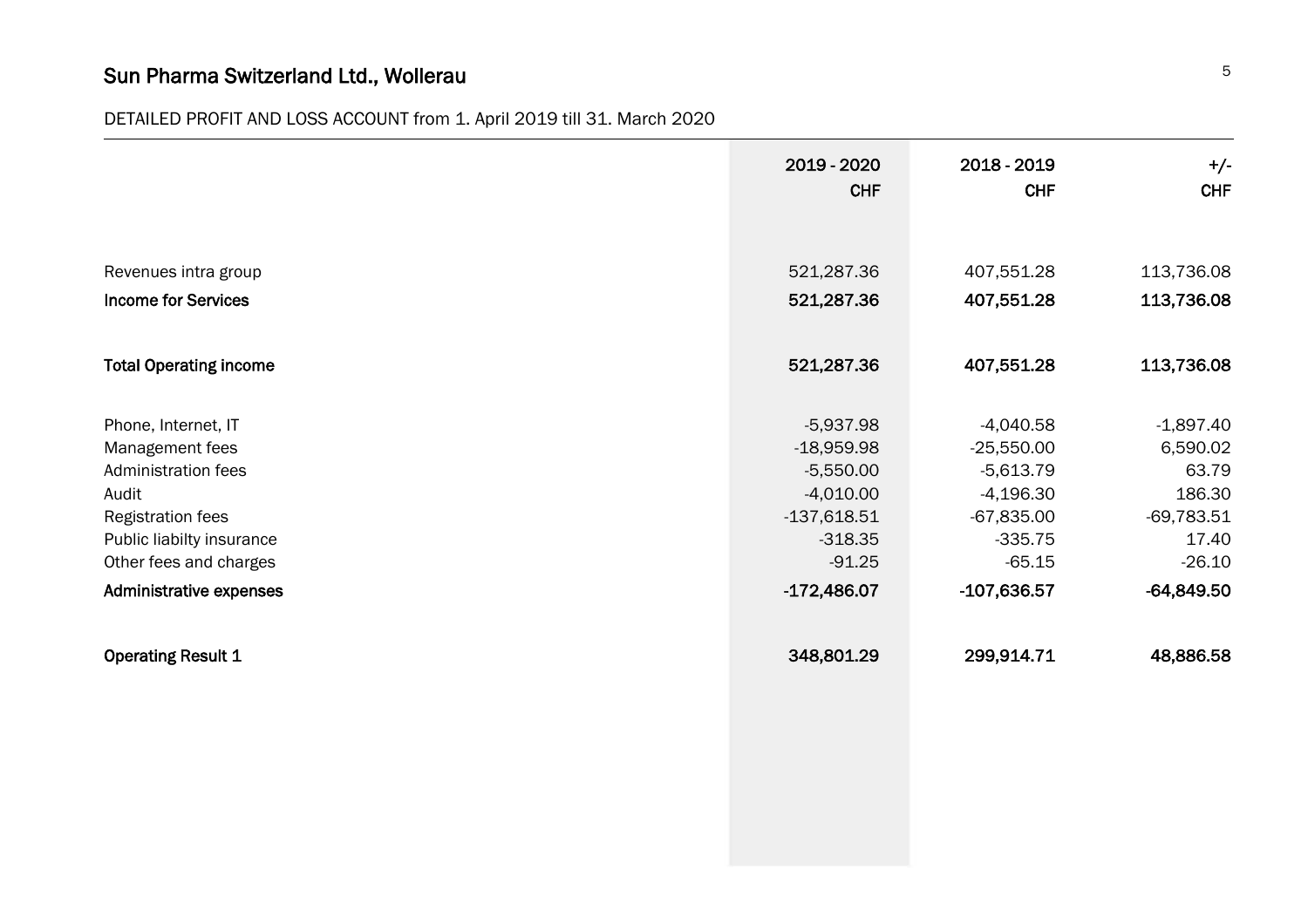## Sun Pharma Switzerland Ltd., Wollerau

DETAILED PROFIT AND LOSS ACCOUNT from 1. April 2019 till 31. March 2020

| | 2019 - 2020<br>CHF | 2018 - 2019<br>CHF | +/-<br>CHF |
|---|---|---|---|
| Revenues intra group | 521,287.36 | 407,551.28 | 113,736.08 |
| **Income for Services** | **521,287.36** | **407,551.28** | **113,736.08** |
| | | | |
| **Total Operating income** | **521,287.36** | **407,551.28** | **113,736.08** |
| | | | |
| Phone, Internet, IT | -5,937.98 | -4,040.58 | -1,897.40 |
| Management fees | -18,959.98 | -25,550.00 | 6,590.02 |
| Administration fees | -5,550.00 | -5,613.79 | 63.79 |
| Audit | -4,010.00 | -4,196.30 | 186.30 |
| Registration fees | -137,618.51 | -67,835.00 | -69,783.51 |
| Public liabilty insurance | -318.35 | -335.75 | 17.40 |
| Other fees and charges | -91.25 | -65.15 | -26.10 |
| **Administrative expenses** | **-172,486.07** | **-107,636.57** | **-64,849.50** |
| | | | |
| **Operating Result 1** | **348,801.29** | **299,914.71** | **48,886.58** |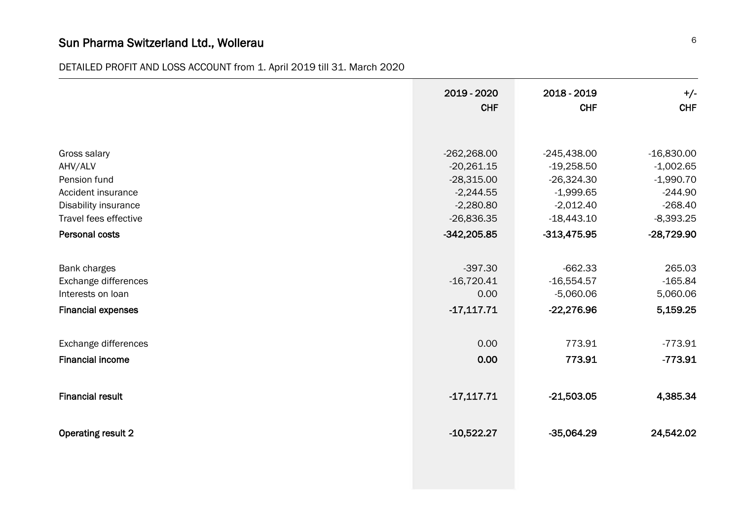## Sun Pharma Switzerland Ltd., Wollerau

DETAILED PROFIT AND LOSS ACCOUNT from 1. April 2019 till 31. March 2020

| | 2019 - 2020<br>CHF | 2018 - 2019<br>CHF | +/-<br>CHF |
|---|---:|---:|---:|
| Gross salary | -262,268.00 | -245,438.00 | -16,830.00 |
| AHV/ALV | -20,261.15 | -19,258.50 | -1,002.65 |
| Pension fund | -28,315.00 | -26,324.30 | -1,990.70 |
| Accident insurance | -2,244.55 | -1,999.65 | -244.90 |
| Disability insurance | -2,280.80 | -2,012.40 | -268.40 |
| Travel fees effective | -26,836.35 | -18,443.10 | -8,393.25 |
| **Personal costs** | **-342,205.85** | **-313,475.95** | **-28,729.90** |
| | | | |
| Bank charges | -397.30 | -662.33 | 265.03 |
| Exchange differences | -16,720.41 | -16,554.57 | -165.84 |
| Interests on loan | 0.00 | -5,060.06 | 5,060.06 |
| **Financial expenses** | **-17,117.71** | **-22,276.96** | **5,159.25** |
| | | | |
| Exchange differences | 0.00 | 773.91 | -773.91 |
| **Financial income** | **0.00** | **773.91** | **-773.91** |
| | | | |
| **Financial result** | **-17,117.71** | **-21,503.05** | **4,385.34** |
| | | | |
| **Operating result 2** | **-10,522.27** | **-35,064.29** | **24,542.02** |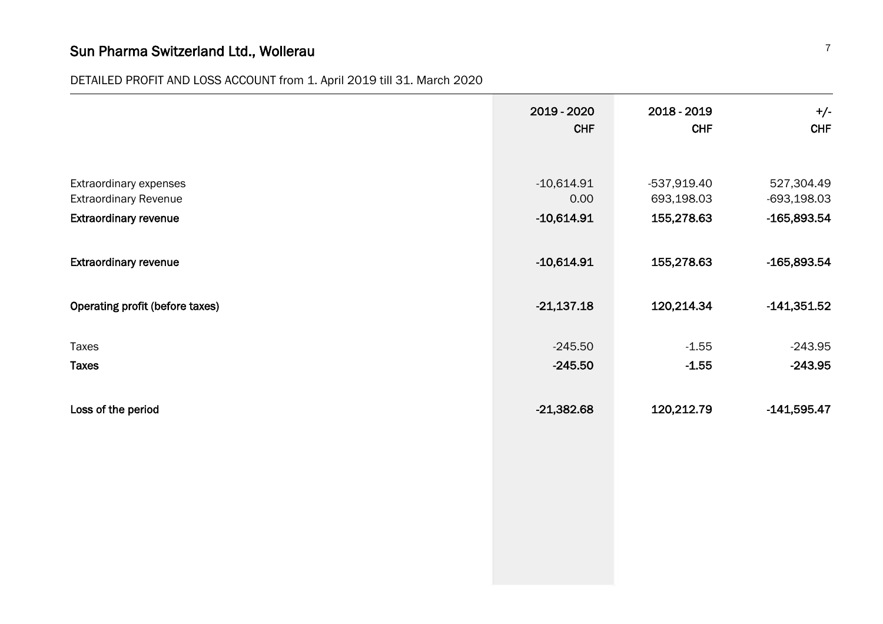## Sun Pharma Switzerland Ltd., Wollerau

DETAILED PROFIT AND LOSS ACCOUNT from 1. April 2019 till 31. March 2020

| | 2019 - 2020<br>CHF | 2018 - 2019<br>CHF | +/-<br>CHF |
|---|---|---|---|
| Extraordinary expenses | -10,614.91 | -537,919.40 | 527,304.49 |
| Extraordinary Revenue | 0.00 | 693,198.03 | -693,198.03 |
| **Extraordinary revenue** | **-10,614.91** | **155,278.63** | **-165,893.54** |
| | | | |
| **Extraordinary revenue** | **-10,614.91** | **155,278.63** | **-165,893.54** |
| | | | |
| **Operating profit (before taxes)** | **-21,137.18** | **120,214.34** | **-141,351.52** |
| | | | |
| Taxes | -245.50 | -1.55 | -243.95 |
| **Taxes** | **-245.50** | **-1.55** | **-243.95** |
| | | | |
| **Loss of the period** | **-21,382.68** | **120,212.79** | **-141,595.47** |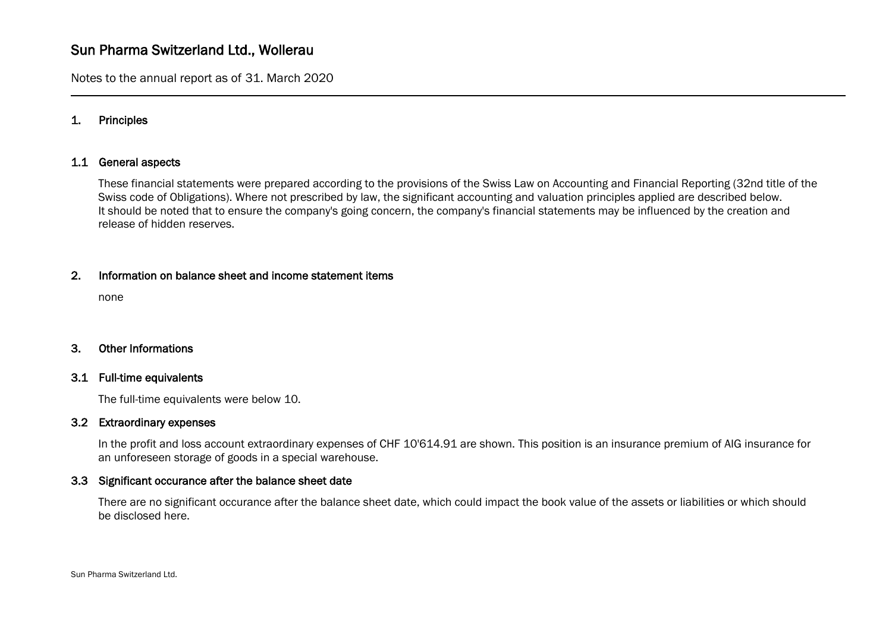# Sun Pharma Switzerland Ltd., Wollerau

Notes to the annual report as of 31. March 2020

## 1. Principles

### 1.1 General aspects

These financial statements were prepared according to the provisions of the Swiss Law on Accounting and Financial Reporting (32nd title of the Swiss code of Obligations). Where not prescribed by law, the significant accounting and valuation principles applied are described below.
It should be noted that to ensure the company's going concern, the company's financial statements may be influenced by the creation and release of hidden reserves.

## 2. Information on balance sheet and income statement items

none

## 3. Other Informations

### 3.1 Full-time equivalents

The full-time equivalents were below 10.

### 3.2 Extraordinary expenses

In the profit and loss account extraordinary expenses of CHF 10'614.91 are shown. This position is an insurance premium of AIG insurance for an unforeseen storage of goods in a special warehouse.

### 3.3 Significant occurance after the balance sheet date

There are no significant occurance after the balance sheet date, which could impact the book value of the assets or liabilities or which should be disclosed here.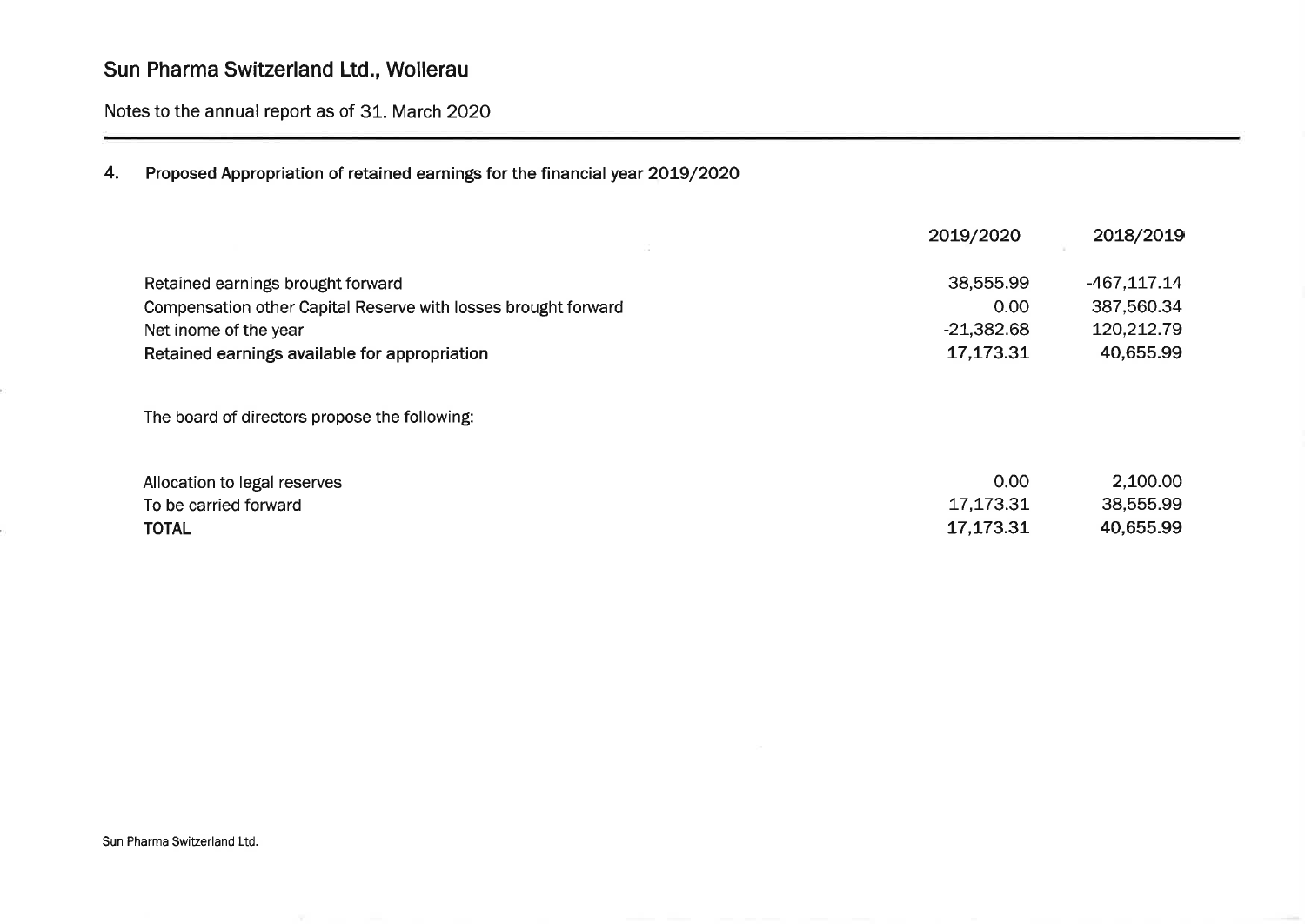# Sun Pharma Switzerland Ltd., Wollerau

Notes to the annual report as of 31. March 2020

## 4. Proposed Appropriation of retained earnings for the financial year 2019/2020

| | 2019/2020 | 2018/2019 |
|---|---|---|
| Retained earnings brought forward | 38,555.99 | -467,117.14 |
| Compensation other Capital Reserve with losses brought forward | 0.00 | 387,560.34 |
| Net inome of the year | -21,382.68 | 120,212.79 |
| **Retained earnings available for appropriation** | **17,173.31** | **40,655.99** |

The board of directors propose the following:

| | 2019/2020 | 2018/2019 |
|---|---|---|
| Allocation to legal reserves | 0.00 | 2,100.00 |
| To be carried forward | 17,173.31 | 38,555.99 |
| **TOTAL** | **17,173.31** | **40,655.99** |